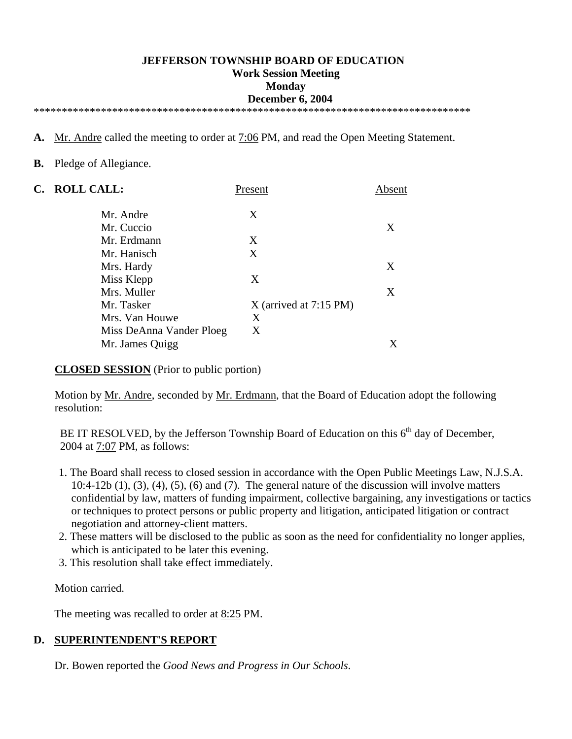# JEFFERSON TOWNSHIP BOARD OF EDUCATION

**Work Session Meeting**
**Monday**
**December 6, 2004**

*******************************************************************************

**A.** Mr. Andre called the meeting to order at 7:06 PM, and read the Open Meeting Statement.

**B.** Pledge of Allegiance.

**C. ROLL CALL:**

| | Present | Absent |
|---|---|---|
| Mr. Andre | X | |
| Mr. Cuccio | | X |
| Mr. Erdmann | X | |
| Mr. Hanisch | X | |
| Mrs. Hardy | | X |
| Miss Klepp | X | |
| Mrs. Muller | | X |
| Mr. Tasker | X (arrived at 7:15 PM) | |
| Mrs. Van Houwe | X | |
| Miss DeAnna Vander Ploeg | X | |
| Mr. James Quigg | | X |

**CLOSED SESSION** (Prior to public portion)

Motion by Mr. Andre, seconded by Mr. Erdmann, that the Board of Education adopt the following resolution:

BE IT RESOLVED, by the Jefferson Township Board of Education on this 6th day of December, 2004 at 7:07 PM, as follows:

1. The Board shall recess to closed session in accordance with the Open Public Meetings Law, N.J.S.A. 10:4-12b (1), (3), (4), (5), (6) and (7). The general nature of the discussion will involve matters confidential by law, matters of funding impairment, collective bargaining, any investigations or tactics or techniques to protect persons or public property and litigation, anticipated litigation or contract negotiation and attorney-client matters.
2. These matters will be disclosed to the public as soon as the need for confidentiality no longer applies, which is anticipated to be later this evening.
3. This resolution shall take effect immediately.

Motion carried.

The meeting was recalled to order at 8:25 PM.

**D. SUPERINTENDENT'S REPORT**

Dr. Bowen reported the *Good News and Progress in Our Schools*.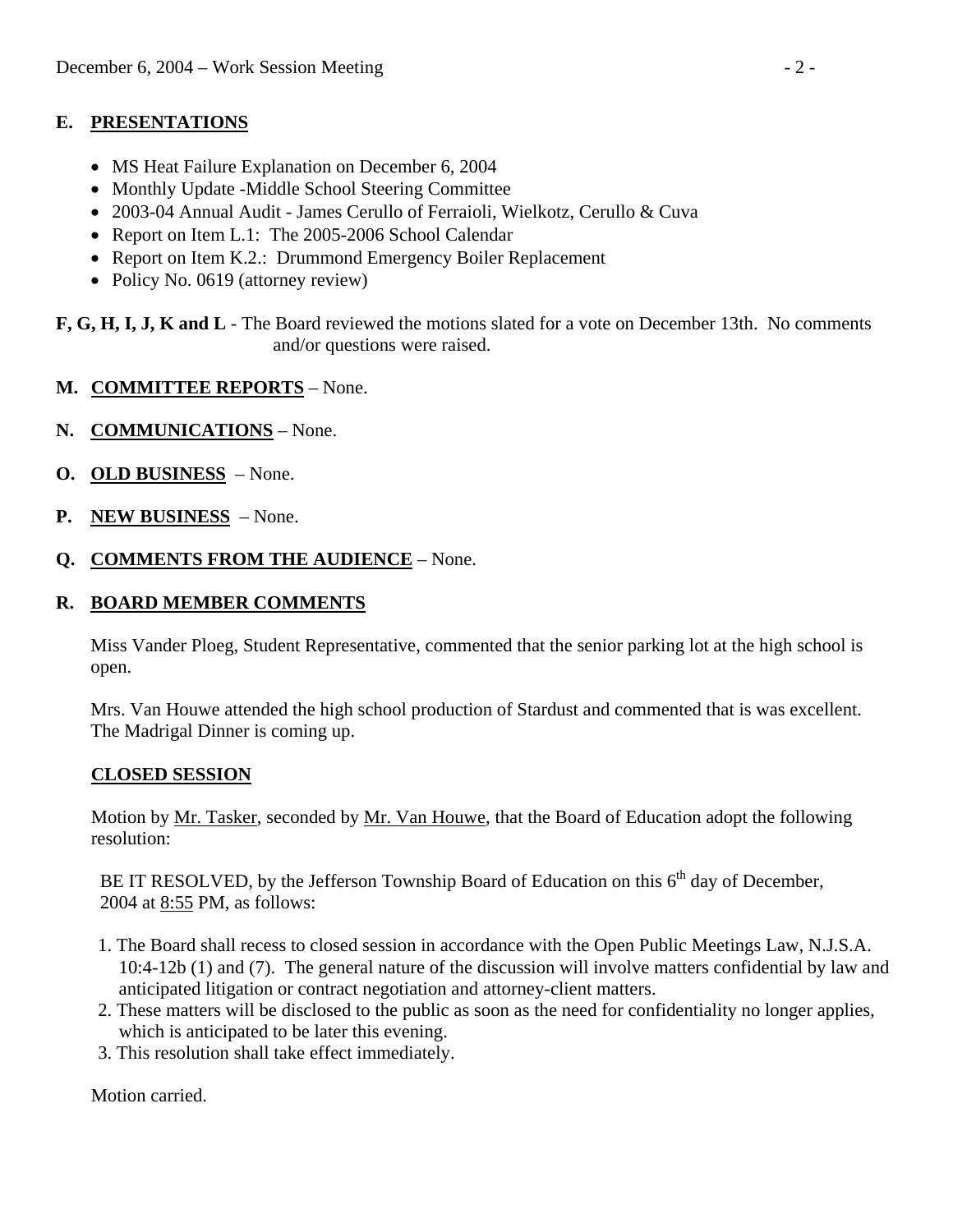## E. PRESENTATIONS

- MS Heat Failure Explanation on December 6, 2004
- Monthly Update -Middle School Steering Committee
- 2003-04 Annual Audit - James Cerullo of Ferraioli, Wielkotz, Cerullo & Cuva
- Report on Item L.1: The 2005-2006 School Calendar
- Report on Item K.2.: Drummond Emergency Boiler Replacement
- Policy No. 0619 (attorney review)

**F, G, H, I, J, K and L** - The Board reviewed the motions slated for a vote on December 13th. No comments and/or questions were raised.

## M. COMMITTEE REPORTS – None.

## N. COMMUNICATIONS – None.

## O. OLD BUSINESS – None.

## P. NEW BUSINESS – None.

## Q. COMMENTS FROM THE AUDIENCE – None.

## R. BOARD MEMBER COMMENTS

Miss Vander Ploeg, Student Representative, commented that the senior parking lot at the high school is open.

Mrs. Van Houwe attended the high school production of Stardust and commented that is was excellent. The Madrigal Dinner is coming up.

### CLOSED SESSION

Motion by Mr. Tasker, seconded by Mr. Van Houwe, that the Board of Education adopt the following resolution:

BE IT RESOLVED, by the Jefferson Township Board of Education on this 6th day of December, 2004 at 8:55 PM, as follows:

1. The Board shall recess to closed session in accordance with the Open Public Meetings Law, N.J.S.A. 10:4-12b (1) and (7). The general nature of the discussion will involve matters confidential by law and anticipated litigation or contract negotiation and attorney-client matters.
2. These matters will be disclosed to the public as soon as the need for confidentiality no longer applies, which is anticipated to be later this evening.
3. This resolution shall take effect immediately.

Motion carried.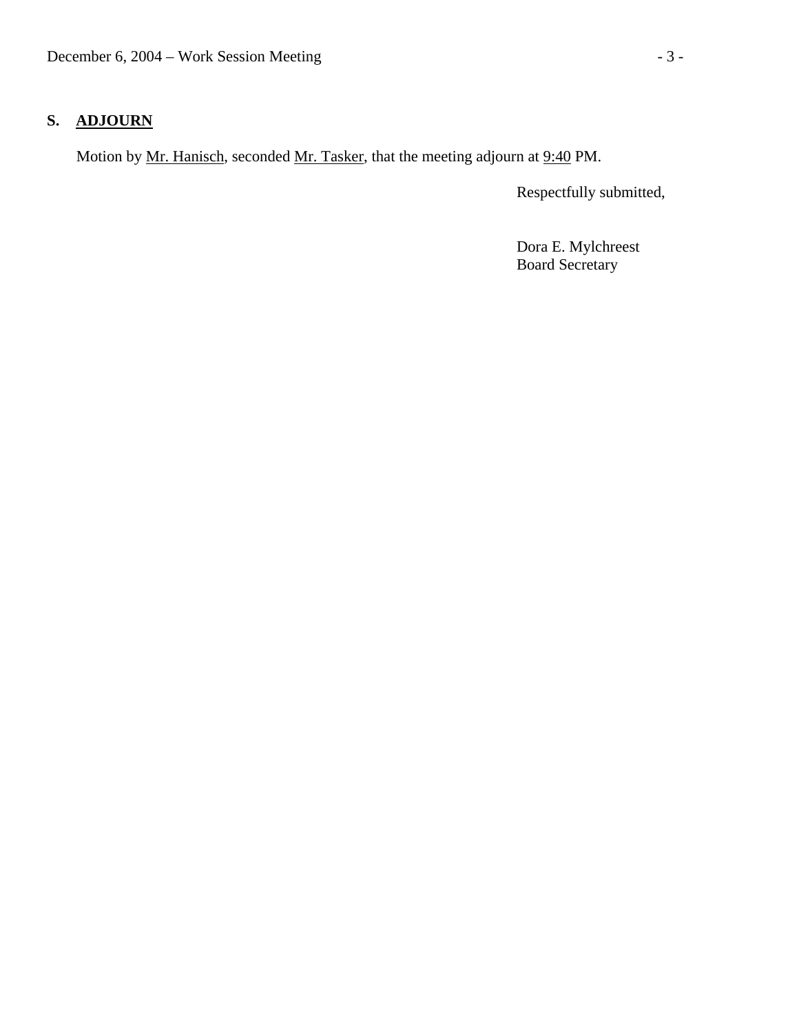## S. ADJOURN

Motion by Mr. Hanisch, seconded Mr. Tasker, that the meeting adjourn at 9:40 PM.

Respectfully submitted,

Dora E. Mylchreest
Board Secretary